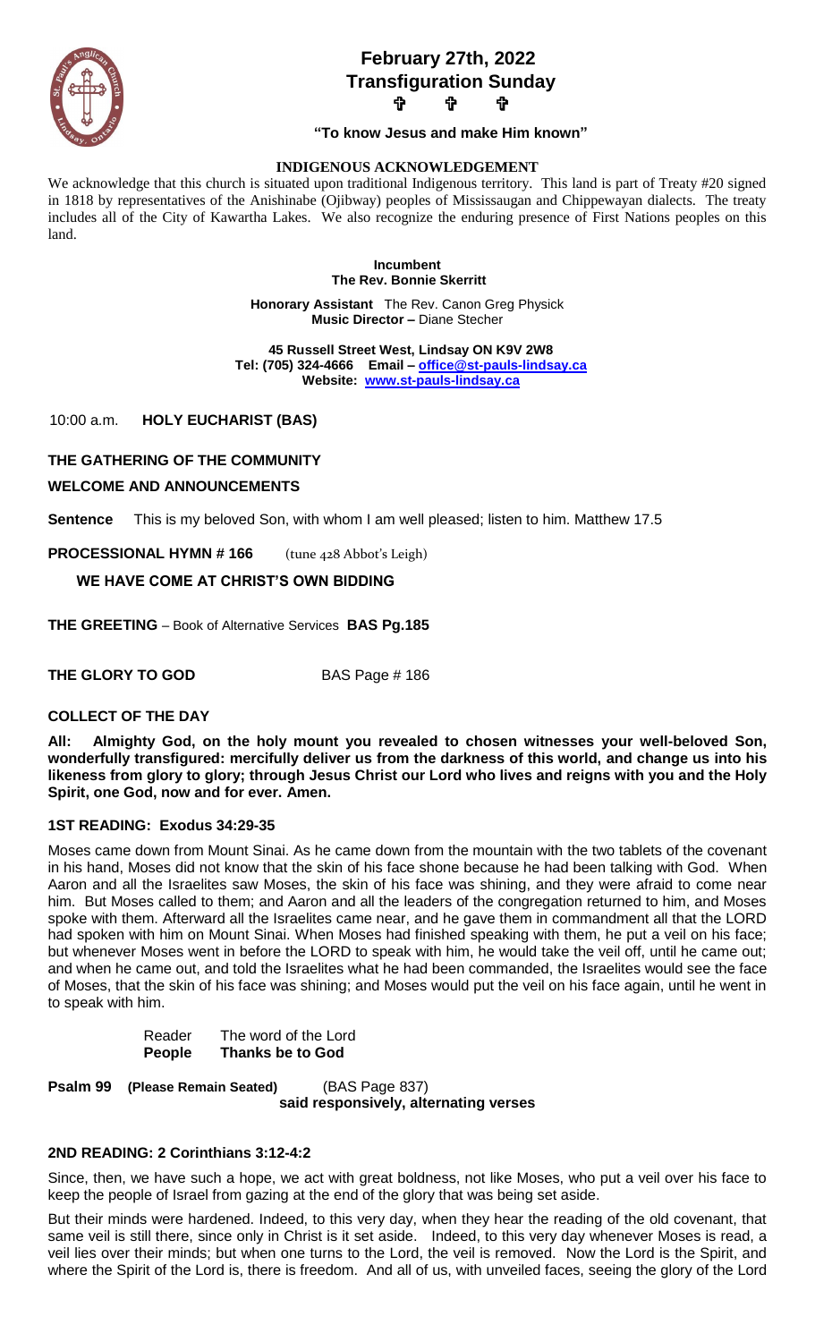# February 27th, 2022
# Transfiguration Sunday
✞ ✞ ✞

**"To know Jesus and make Him known"**

**INDIGENOUS ACKNOWLEDGEMENT**

We acknowledge that this church is situated upon traditional Indigenous territory. This land is part of Treaty #20 signed in 1818 by representatives of the Anishinabe (Ojibway) peoples of Mississaugan and Chippewayan dialects. The treaty includes all of the City of Kawartha Lakes. We also recognize the enduring presence of First Nations peoples on this land.

**Incumbent**
**The Rev. Bonnie Skerritt**

**Honorary Assistant** The Rev. Canon Greg Physick
**Music Director –** Diane Stecher

**45 Russell Street West, Lindsay ON K9V 2W8**
**Tel: (705) 324-4666 Email – office@st-pauls-lindsay.ca**
**Website: www.st-pauls-lindsay.ca**

10:00 a.m. **HOLY EUCHARIST (BAS)**

**THE GATHERING OF THE COMMUNITY**

**WELCOME AND ANNOUNCEMENTS**

**Sentence** This is my beloved Son, with whom I am well pleased; listen to him. Matthew 17.5

**PROCESSIONAL HYMN # 166** (tune 428 Abbot's Leigh)

**WE HAVE COME AT CHRIST'S OWN BIDDING**

**THE GREETING** – Book of Alternative Services **BAS Pg.185**

**THE GLORY TO GOD** BAS Page # 186

**COLLECT OF THE DAY**

**All: Almighty God, on the holy mount you revealed to chosen witnesses your well-beloved Son, wonderfully transfigured: mercifully deliver us from the darkness of this world, and change us into his likeness from glory to glory; through Jesus Christ our Lord who lives and reigns with you and the Holy Spirit, one God, now and for ever. Amen.**

**1ST READING: Exodus 34:29-35**

Moses came down from Mount Sinai. As he came down from the mountain with the two tablets of the covenant in his hand, Moses did not know that the skin of his face shone because he had been talking with God. When Aaron and all the Israelites saw Moses, the skin of his face was shining, and they were afraid to come near him. But Moses called to them; and Aaron and all the leaders of the congregation returned to him, and Moses spoke with them. Afterward all the Israelites came near, and he gave them in commandment all that the LORD had spoken with him on Mount Sinai. When Moses had finished speaking with them, he put a veil on his face; but whenever Moses went in before the LORD to speak with him, he would take the veil off, until he came out; and when he came out, and told the Israelites what he had been commanded, the Israelites would see the face of Moses, that the skin of his face was shining; and Moses would put the veil on his face again, until he went in to speak with him.

Reader The word of the Lord
**People Thanks be to God**

**Psalm 99 (Please Remain Seated)** (BAS Page 837)
**said responsively, alternating verses**

**2ND READING: 2 Corinthians 3:12-4:2**

Since, then, we have such a hope, we act with great boldness, not like Moses, who put a veil over his face to keep the people of Israel from gazing at the end of the glory that was being set aside.

But their minds were hardened. Indeed, to this very day, when they hear the reading of the old covenant, that same veil is still there, since only in Christ is it set aside. Indeed, to this very day whenever Moses is read, a veil lies over their minds; but when one turns to the Lord, the veil is removed. Now the Lord is the Spirit, and where the Spirit of the Lord is, there is freedom. And all of us, with unveiled faces, seeing the glory of the Lord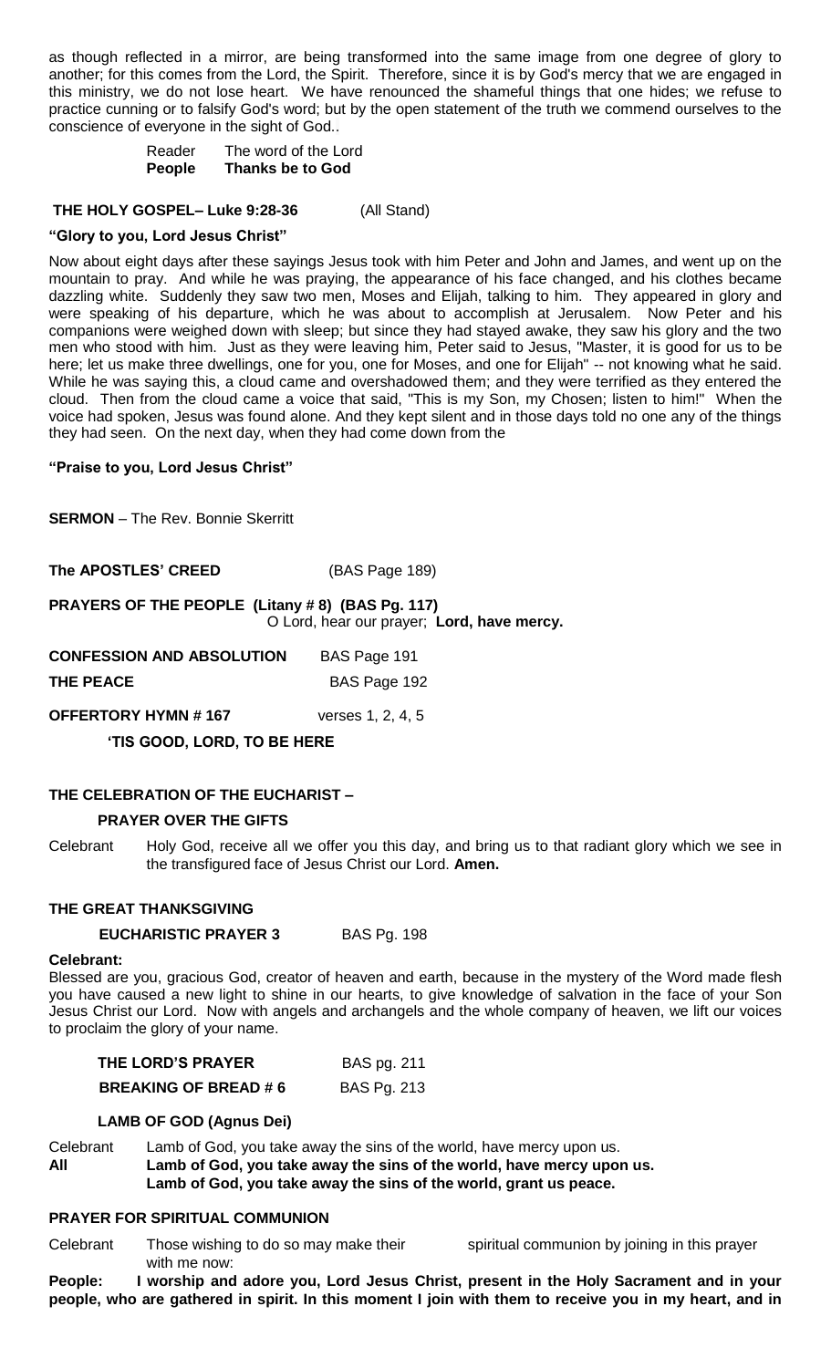as though reflected in a mirror, are being transformed into the same image from one degree of glory to another; for this comes from the Lord, the Spirit. Therefore, since it is by God's mercy that we are engaged in this ministry, we do not lose heart. We have renounced the shameful things that one hides; we refuse to practice cunning or to falsify God's word; but by the open statement of the truth we commend ourselves to the conscience of everyone in the sight of God..

Reader The word of the Lord
**People Thanks be to God**

**THE HOLY GOSPEL– Luke 9:28-36** (All Stand)

**"Glory to you, Lord Jesus Christ"**

Now about eight days after these sayings Jesus took with him Peter and John and James, and went up on the mountain to pray. And while he was praying, the appearance of his face changed, and his clothes became dazzling white. Suddenly they saw two men, Moses and Elijah, talking to him. They appeared in glory and were speaking of his departure, which he was about to accomplish at Jerusalem. Now Peter and his companions were weighed down with sleep; but since they had stayed awake, they saw his glory and the two men who stood with him. Just as they were leaving him, Peter said to Jesus, "Master, it is good for us to be here; let us make three dwellings, one for you, one for Moses, and one for Elijah" -- not knowing what he said. While he was saying this, a cloud came and overshadowed them; and they were terrified as they entered the cloud. Then from the cloud came a voice that said, "This is my Son, my Chosen; listen to him!" When the voice had spoken, Jesus was found alone. And they kept silent and in those days told no one any of the things they had seen. On the next day, when they had come down from the

**"Praise to you, Lord Jesus Christ"**

**SERMON** – The Rev. Bonnie Skerritt

**The APOSTLES' CREED** (BAS Page 189)

**PRAYERS OF THE PEOPLE (Litany # 8) (BAS Pg. 117)**
O Lord, hear our prayer; **Lord, have mercy.**

**CONFESSION AND ABSOLUTION** BAS Page 191

**THE PEACE** BAS Page 192

**OFFERTORY HYMN # 167** verses 1, 2, 4, 5

**'TIS GOOD, LORD, TO BE HERE**

**THE CELEBRATION OF THE EUCHARIST –**

**PRAYER OVER THE GIFTS**

Celebrant Holy God, receive all we offer you this day, and bring us to that radiant glory which we see in the transfigured face of Jesus Christ our Lord. **Amen.**

**THE GREAT THANKSGIVING**

**EUCHARISTIC PRAYER 3** BAS Pg. 198

**Celebrant:**
Blessed are you, gracious God, creator of heaven and earth, because in the mystery of the Word made flesh you have caused a new light to shine in our hearts, to give knowledge of salvation in the face of your Son Jesus Christ our Lord. Now with angels and archangels and the whole company of heaven, we lift our voices to proclaim the glory of your name.

**THE LORD'S PRAYER** BAS pg. 211

**BREAKING OF BREAD # 6** BAS Pg. 213

**LAMB OF GOD (Agnus Dei)**

Celebrant Lamb of God, you take away the sins of the world, have mercy upon us.
**All Lamb of God, you take away the sins of the world, have mercy upon us.**
**Lamb of God, you take away the sins of the world, grant us peace.**

**PRAYER FOR SPIRITUAL COMMUNION**

Celebrant Those wishing to do so may make their spiritual communion by joining in this prayer with me now:

**People: I worship and adore you, Lord Jesus Christ, present in the Holy Sacrament and in your people, who are gathered in spirit. In this moment I join with them to receive you in my heart, and in**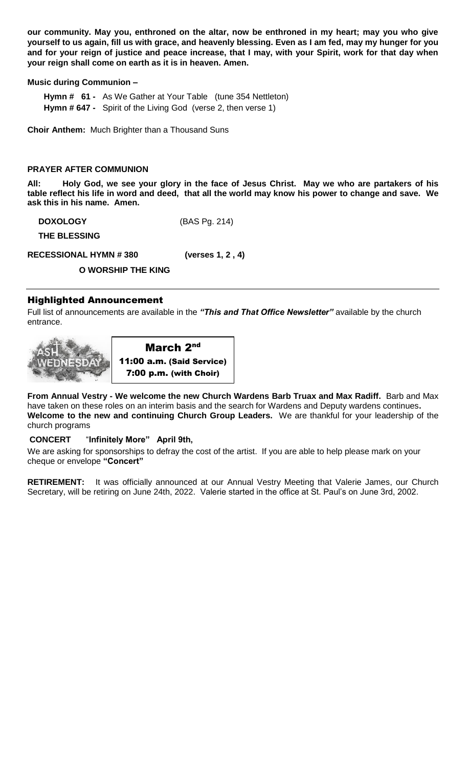**our community. May you, enthroned on the altar, now be enthroned in my heart; may you who give yourself to us again, fill us with grace, and heavenly blessing. Even as I am fed, may my hunger for you and for your reign of justice and peace increase, that I may, with your Spirit, work for that day when your reign shall come on earth as it is in heaven. Amen.**

**Music during Communion –**

**Hymn # 61 -** As We Gather at Your Table (tune 354 Nettleton)
**Hymn # 647 -** Spirit of the Living God (verse 2, then verse 1)

**Choir Anthem:** Much Brighter than a Thousand Suns

**PRAYER AFTER COMMUNION**

**All: Holy God, we see your glory in the face of Jesus Christ. May we who are partakers of his table reflect his life in word and deed, that all the world may know his power to change and save. We ask this in his name. Amen.**

**DOXOLOGY** (BAS Pg. 214)

**THE BLESSING**

**RECESSIONAL HYMN # 380 (verses 1, 2 , 4)**

**O WORSHIP THE KING**

## Highlighted Announcement

Full list of announcements are available in the ***"This and That Office Newsletter"*** available by the church entrance.

ASH WEDNESDAY

**March 2nd**
**11:00 a.m.** (Said Service)
**7:00 p.m.** (with Choir)

**From Annual Vestry - We welcome the new Church Wardens Barb Truax and Max Radiff.** Barb and Max have taken on these roles on an interim basis and the search for Wardens and Deputy wardens continues**.** **Welcome to the new and continuing Church Group Leaders.** We are thankful for your leadership of the church programs

**CONCERT** "**Infinitely More" April 9th,**

We are asking for sponsorships to defray the cost of the artist. If you are able to help please mark on your cheque or envelope **"Concert"**

**RETIREMENT:** It was officially announced at our Annual Vestry Meeting that Valerie James, our Church Secretary, will be retiring on June 24th, 2022. Valerie started in the office at St. Paul's on June 3rd, 2002.